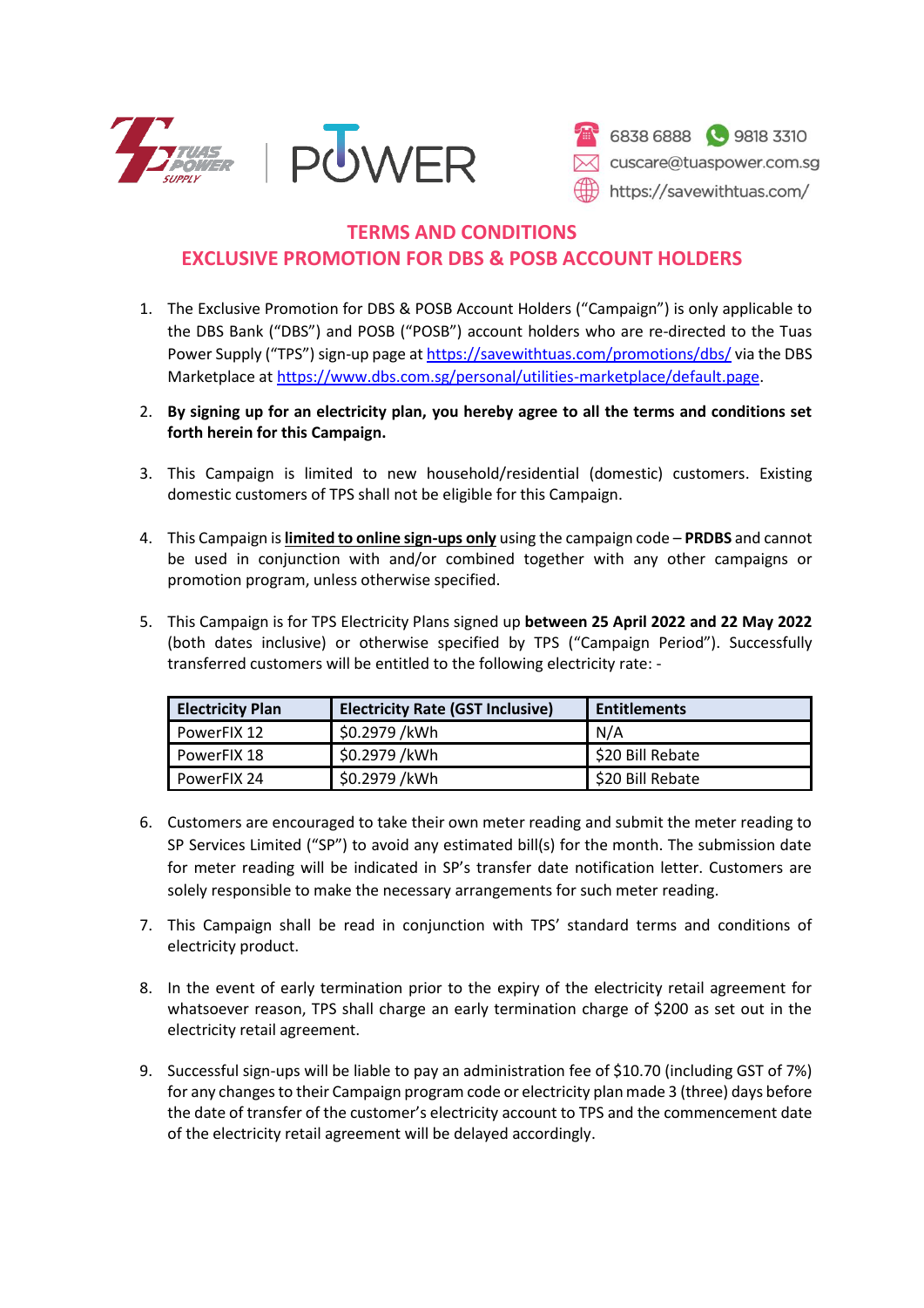6838 6888 9818 3310
cuscare@tuaspower.com.sg
https://savewithtuas.com/

# TERMS AND CONDITIONS
## EXCLUSIVE PROMOTION FOR DBS & POSB ACCOUNT HOLDERS

1. The Exclusive Promotion for DBS & POSB Account Holders ("Campaign") is only applicable to the DBS Bank ("DBS") and POSB ("POSB") account holders who are re-directed to the Tuas Power Supply ("TPS") sign-up page at https://savewithtuas.com/promotions/dbs/ via the DBS Marketplace at https://www.dbs.com.sg/personal/utilities-marketplace/default.page.

2. **By signing up for an electricity plan, you hereby agree to all the terms and conditions set forth herein for this Campaign.**

3. This Campaign is limited to new household/residential (domestic) customers. Existing domestic customers of TPS shall not be eligible for this Campaign.

4. This Campaign is **limited to online sign-ups only** using the campaign code – **PRDBS** and cannot be used in conjunction with and/or combined together with any other campaigns or promotion program, unless otherwise specified.

5. This Campaign is for TPS Electricity Plans signed up **between 25 April 2022 and 22 May 2022** (both dates inclusive) or otherwise specified by TPS ("Campaign Period"). Successfully transferred customers will be entitled to the following electricity rate: -

| Electricity Plan | Electricity Rate (GST Inclusive) | Entitlements |
| --- | --- | --- |
| PowerFIX 12 | $0.2979 /kWh | N/A |
| PowerFIX 18 | $0.2979 /kWh | $20 Bill Rebate |
| PowerFIX 24 | $0.2979 /kWh | $20 Bill Rebate |

6. Customers are encouraged to take their own meter reading and submit the meter reading to SP Services Limited ("SP") to avoid any estimated bill(s) for the month. The submission date for meter reading will be indicated in SP's transfer date notification letter. Customers are solely responsible to make the necessary arrangements for such meter reading.

7. This Campaign shall be read in conjunction with TPS' standard terms and conditions of electricity product.

8. In the event of early termination prior to the expiry of the electricity retail agreement for whatsoever reason, TPS shall charge an early termination charge of $200 as set out in the electricity retail agreement.

9. Successful sign-ups will be liable to pay an administration fee of $10.70 (including GST of 7%) for any changes to their Campaign program code or electricity plan made 3 (three) days before the date of transfer of the customer's electricity account to TPS and the commencement date of the electricity retail agreement will be delayed accordingly.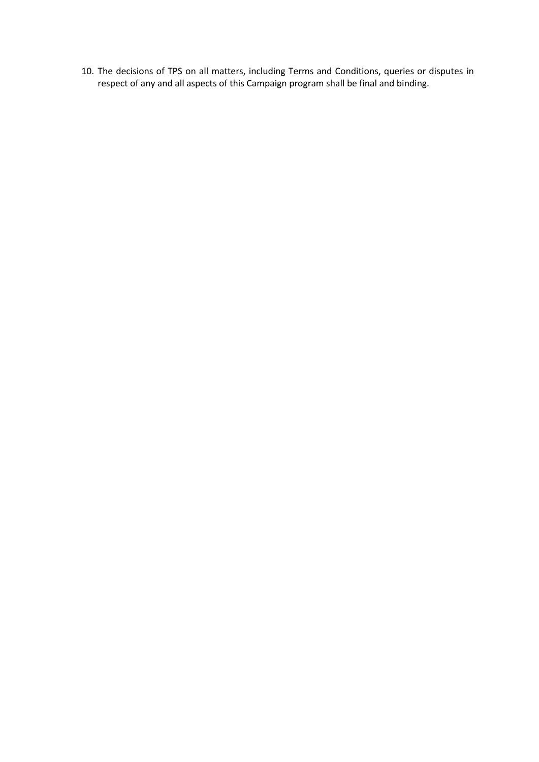10. The decisions of TPS on all matters, including Terms and Conditions, queries or disputes in respect of any and all aspects of this Campaign program shall be final and binding.